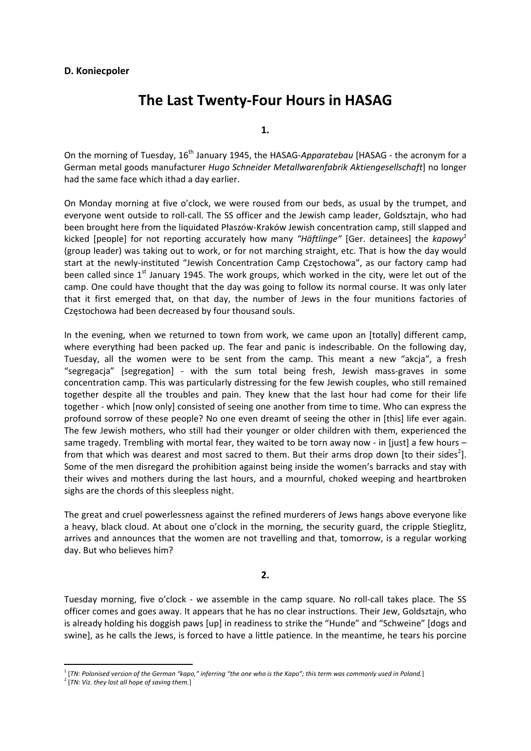**D. Koniecpoler**

# The Last Twenty-Four Hours in HASAG

**1.**

On the morning of Tuesday, 16th January 1945, the HASAG-*Apparatebau* [HASAG - the acronym for a German metal goods manufacturer *Hugo Schneider Metallwarenfabrik Aktiengesellschaft*] no longer had the same face which ithad a day earlier.

On Monday morning at five o'clock, we were roused from our beds, as usual by the trumpet, and everyone went outside to roll-call. The SS officer and the Jewish camp leader, Goldsztajn, who had been brought here from the liquidated Płaszów-Kraków Jewish concentration camp, still slapped and kicked [people] for not reporting accurately how many *"Häftlinge"* [Ger. detainees] the *kapowy*[1] (group leader) was taking out to work, or for not marching straight, etc. That is how the day would start at the newly-instituted "Jewish Concentration Camp Częstochowa", as our factory camp had been called since 1st January 1945. The work groups, which worked in the city, were let out of the camp. One could have thought that the day was going to follow its normal course. It was only later that it first emerged that, on that day, the number of Jews in the four munitions factories of Częstochowa had been decreased by four thousand souls.

In the evening, when we returned to town from work, we came upon an [totally] different camp, where everything had been packed up. The fear and panic is indescribable. On the following day, Tuesday, all the women were to be sent from the camp. This meant a new "akcja", a fresh "segregacja" [segregation] - with the sum total being fresh, Jewish mass-graves in some concentration camp. This was particularly distressing for the few Jewish couples, who still remained together despite all the troubles and pain. They knew that the last hour had come for their life together - which [now only] consisted of seeing one another from time to time. Who can express the profound sorrow of these people? No one even dreamt of seeing the other in [this] life ever again. The few Jewish mothers, who still had their younger or older children with them, experienced the same tragedy. Trembling with mortal fear, they waited to be torn away now - in [just] a few hours – from that which was dearest and most sacred to them. But their arms drop down [to their sides[2]]. Some of the men disregard the prohibition against being inside the women's barracks and stay with their wives and mothers during the last hours, and a mournful, choked weeping and heartbroken sighs are the chords of this sleepless night.

The great and cruel powerlessness against the refined murderers of Jews hangs above everyone like a heavy, black cloud. At about one o'clock in the morning, the security guard, the cripple Stieglitz, arrives and announces that the women are not travelling and that, tomorrow, is a regular working day. But who believes him?

**2.**

Tuesday morning, five o'clock - we assemble in the camp square. No roll-call takes place. The SS officer comes and goes away. It appears that he has no clear instructions. Their Jew, Goldsztajn, who is already holding his doggish paws [up] in readiness to strike the "Hunde" and "Schweine" [dogs and swine], as he calls the Jews, is forced to have a little patience. In the meantime, he tears his porcine

---

[1] [*TN: Polonised version of the German "kapo," inferring "the one who is the Kapo"; this term was commonly used in Poland.*]

[2] [*TN: Viz. they lost all hope of saving them.*]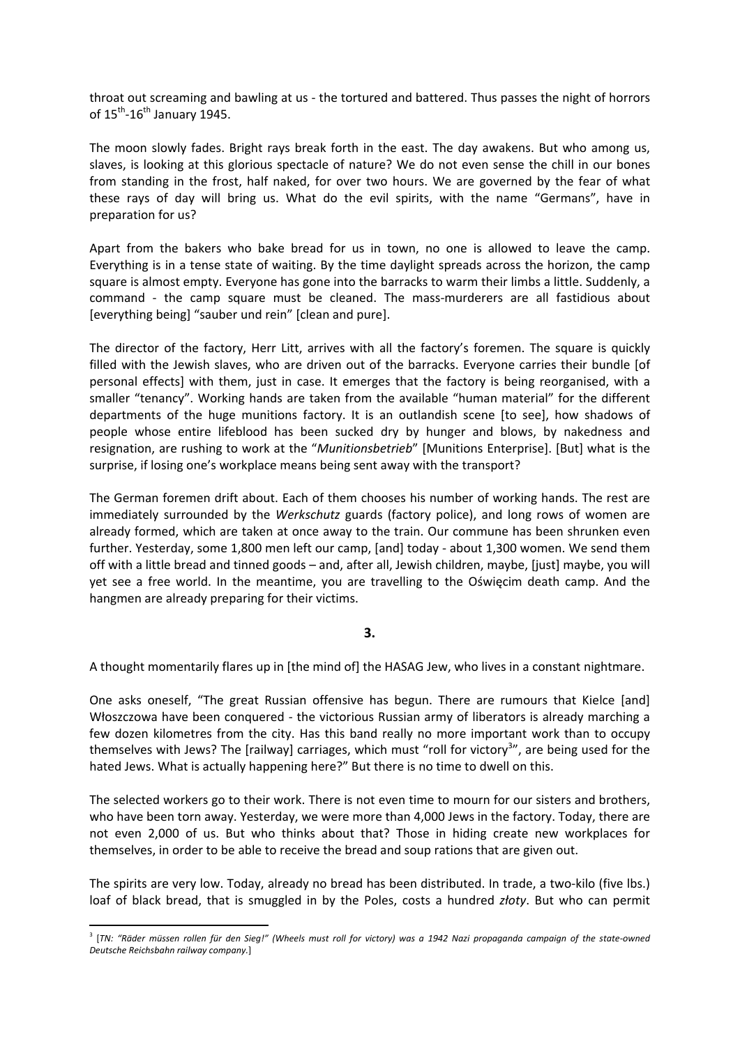throat out screaming and bawling at us - the tortured and battered. Thus passes the night of horrors of 15th-16th January 1945.

The moon slowly fades. Bright rays break forth in the east. The day awakens. But who among us, slaves, is looking at this glorious spectacle of nature? We do not even sense the chill in our bones from standing in the frost, half naked, for over two hours. We are governed by the fear of what these rays of day will bring us. What do the evil spirits, with the name "Germans", have in preparation for us?

Apart from the bakers who bake bread for us in town, no one is allowed to leave the camp. Everything is in a tense state of waiting. By the time daylight spreads across the horizon, the camp square is almost empty. Everyone has gone into the barracks to warm their limbs a little. Suddenly, a command - the camp square must be cleaned. The mass-murderers are all fastidious about [everything being] "sauber und rein" [clean and pure].

The director of the factory, Herr Litt, arrives with all the factory's foremen. The square is quickly filled with the Jewish slaves, who are driven out of the barracks. Everyone carries their bundle [of personal effects] with them, just in case. It emerges that the factory is being reorganised, with a smaller "tenancy". Working hands are taken from the available "human material" for the different departments of the huge munitions factory. It is an outlandish scene [to see], how shadows of people whose entire lifeblood has been sucked dry by hunger and blows, by nakedness and resignation, are rushing to work at the "*Munitionsbetrieb*" [Munitions Enterprise]. [But] what is the surprise, if losing one's workplace means being sent away with the transport?

The German foremen drift about. Each of them chooses his number of working hands. The rest are immediately surrounded by the *Werkschutz* guards (factory police), and long rows of women are already formed, which are taken at once away to the train. Our commune has been shrunken even further. Yesterday, some 1,800 men left our camp, [and] today - about 1,300 women. We send them off with a little bread and tinned goods – and, after all, Jewish children, maybe, [just] maybe, you will yet see a free world. In the meantime, you are travelling to the Oświęcim death camp. And the hangmen are already preparing for their victims.

**3.**

A thought momentarily flares up in [the mind of] the HASAG Jew, who lives in a constant nightmare.

One asks oneself, "The great Russian offensive has begun. There are rumours that Kielce [and] Włoszczowa have been conquered - the victorious Russian army of liberators is already marching a few dozen kilometres from the city. Has this band really no more important work than to occupy themselves with Jews? The [railway] carriages, which must "roll for victory[3]", are being used for the hated Jews. What is actually happening here?" But there is no time to dwell on this.

The selected workers go to their work. There is not even time to mourn for our sisters and brothers, who have been torn away. Yesterday, we were more than 4,000 Jews in the factory. Today, there are not even 2,000 of us. But who thinks about that? Those in hiding create new workplaces for themselves, in order to be able to receive the bread and soup rations that are given out.

The spirits are very low. Today, already no bread has been distributed. In trade, a two-kilo (five lbs.) loaf of black bread, that is smuggled in by the Poles, costs a hundred *złoty*. But who can permit

---

[3] [*TN: "Räder müssen rollen für den Sieg!" (Wheels must roll for victory) was a 1942 Nazi propaganda campaign of the state-owned Deutsche Reichsbahn railway company.*]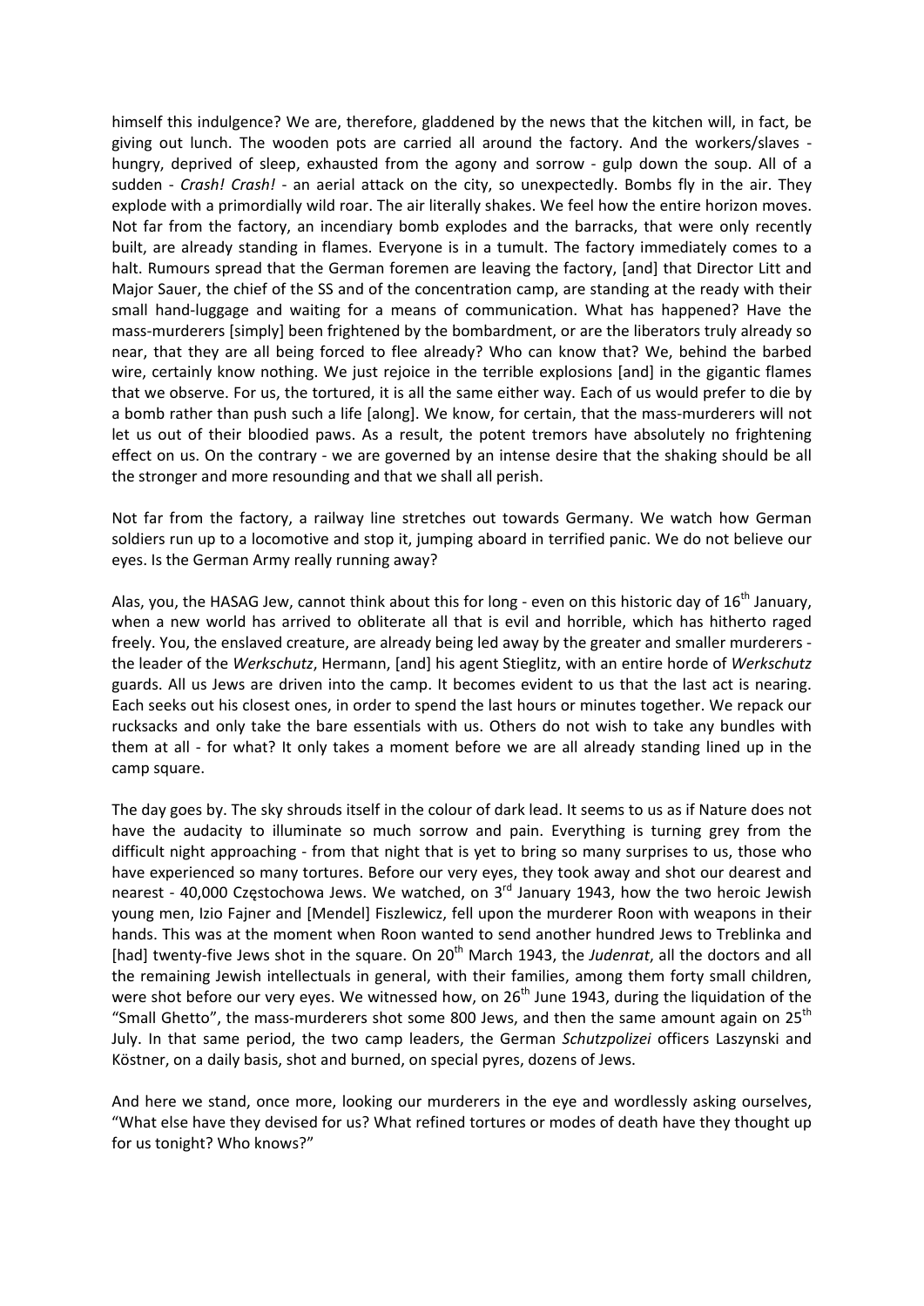himself this indulgence? We are, therefore, gladdened by the news that the kitchen will, in fact, be giving out lunch. The wooden pots are carried all around the factory. And the workers/slaves - hungry, deprived of sleep, exhausted from the agony and sorrow - gulp down the soup. All of a sudden - *Crash! Crash!* - an aerial attack on the city, so unexpectedly. Bombs fly in the air. They explode with a primordially wild roar. The air literally shakes. We feel how the entire horizon moves. Not far from the factory, an incendiary bomb explodes and the barracks, that were only recently built, are already standing in flames. Everyone is in a tumult. The factory immediately comes to a halt. Rumours spread that the German foremen are leaving the factory, [and] that Director Litt and Major Sauer, the chief of the SS and of the concentration camp, are standing at the ready with their small hand-luggage and waiting for a means of communication. What has happened? Have the mass-murderers [simply] been frightened by the bombardment, or are the liberators truly already so near, that they are all being forced to flee already? Who can know that? We, behind the barbed wire, certainly know nothing. We just rejoice in the terrible explosions [and] in the gigantic flames that we observe. For us, the tortured, it is all the same either way. Each of us would prefer to die by a bomb rather than push such a life [along]. We know, for certain, that the mass-murderers will not let us out of their bloodied paws. As a result, the potent tremors have absolutely no frightening effect on us. On the contrary - we are governed by an intense desire that the shaking should be all the stronger and more resounding and that we shall all perish.

Not far from the factory, a railway line stretches out towards Germany. We watch how German soldiers run up to a locomotive and stop it, jumping aboard in terrified panic. We do not believe our eyes. Is the German Army really running away?

Alas, you, the HASAG Jew, cannot think about this for long - even on this historic day of 16th January, when a new world has arrived to obliterate all that is evil and horrible, which has hitherto raged freely. You, the enslaved creature, are already being led away by the greater and smaller murderers - the leader of the *Werkschutz*, Hermann, [and] his agent Stieglitz, with an entire horde of *Werkschutz* guards. All us Jews are driven into the camp. It becomes evident to us that the last act is nearing. Each seeks out his closest ones, in order to spend the last hours or minutes together. We repack our rucksacks and only take the bare essentials with us. Others do not wish to take any bundles with them at all - for what? It only takes a moment before we are all already standing lined up in the camp square.

The day goes by. The sky shrouds itself in the colour of dark lead. It seems to us as if Nature does not have the audacity to illuminate so much sorrow and pain. Everything is turning grey from the difficult night approaching - from that night that is yet to bring so many surprises to us, those who have experienced so many tortures. Before our very eyes, they took away and shot our dearest and nearest - 40,000 Częstochowa Jews. We watched, on 3rd January 1943, how the two heroic Jewish young men, Izio Fajner and [Mendel] Fiszlewicz, fell upon the murderer Roon with weapons in their hands. This was at the moment when Roon wanted to send another hundred Jews to Treblinka and [had] twenty-five Jews shot in the square. On 20th March 1943, the *Judenrat*, all the doctors and all the remaining Jewish intellectuals in general, with their families, among them forty small children, were shot before our very eyes. We witnessed how, on 26th June 1943, during the liquidation of the "Small Ghetto", the mass-murderers shot some 800 Jews, and then the same amount again on 25th July. In that same period, the two camp leaders, the German *Schutzpolizei* officers Laszynski and Köstner, on a daily basis, shot and burned, on special pyres, dozens of Jews.

And here we stand, once more, looking our murderers in the eye and wordlessly asking ourselves, "What else have they devised for us? What refined tortures or modes of death have they thought up for us tonight? Who knows?"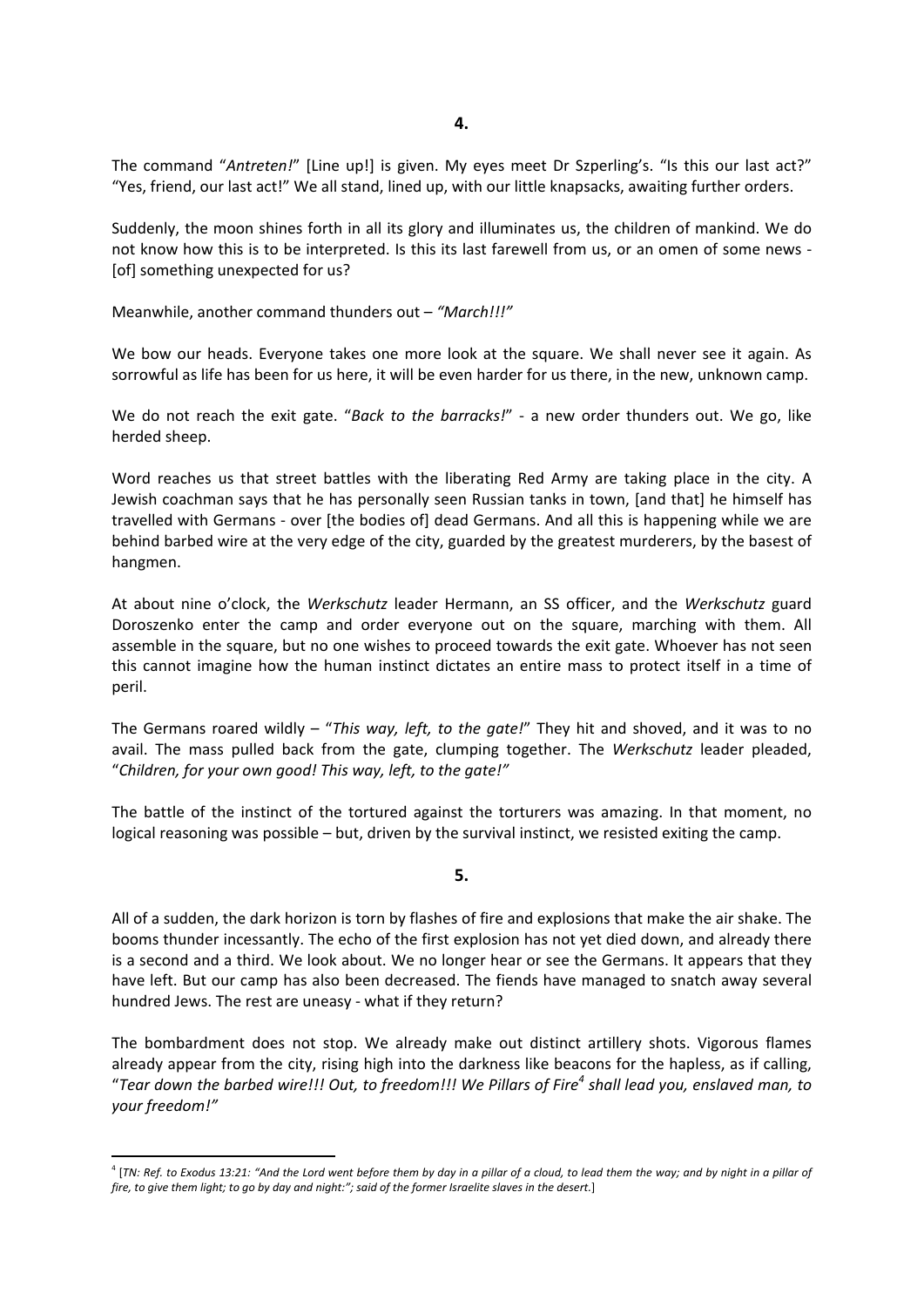**4.**

The command "*Antreten!*" [Line up!] is given. My eyes meet Dr Szperling's. "Is this our last act?" "Yes, friend, our last act!" We all stand, lined up, with our little knapsacks, awaiting further orders.

Suddenly, the moon shines forth in all its glory and illuminates us, the children of mankind. We do not know how this is to be interpreted. Is this its last farewell from us, or an omen of some news - [of] something unexpected for us?

Meanwhile, another command thunders out – *"March!!!"*

We bow our heads. Everyone takes one more look at the square. We shall never see it again. As sorrowful as life has been for us here, it will be even harder for us there, in the new, unknown camp.

We do not reach the exit gate. "*Back to the barracks!*" - a new order thunders out. We go, like herded sheep.

Word reaches us that street battles with the liberating Red Army are taking place in the city. A Jewish coachman says that he has personally seen Russian tanks in town, [and that] he himself has travelled with Germans - over [the bodies of] dead Germans. And all this is happening while we are behind barbed wire at the very edge of the city, guarded by the greatest murderers, by the basest of hangmen.

At about nine o'clock, the *Werkschutz* leader Hermann, an SS officer, and the *Werkschutz* guard Doroszenko enter the camp and order everyone out on the square, marching with them. All assemble in the square, but no one wishes to proceed towards the exit gate. Whoever has not seen this cannot imagine how the human instinct dictates an entire mass to protect itself in a time of peril.

The Germans roared wildly – "*This way, left, to the gate!*" They hit and shoved, and it was to no avail. The mass pulled back from the gate, clumping together. The *Werkschutz* leader pleaded, "*Children, for your own good! This way, left, to the gate!"*

The battle of the instinct of the tortured against the torturers was amazing. In that moment, no logical reasoning was possible – but, driven by the survival instinct, we resisted exiting the camp.

**5.**

All of a sudden, the dark horizon is torn by flashes of fire and explosions that make the air shake. The booms thunder incessantly. The echo of the first explosion has not yet died down, and already there is a second and a third. We look about. We no longer hear or see the Germans. It appears that they have left. But our camp has also been decreased. The fiends have managed to snatch away several hundred Jews. The rest are uneasy - what if they return?

The bombardment does not stop. We already make out distinct artillery shots. Vigorous flames already appear from the city, rising high into the darkness like beacons for the hapless, as if calling, "*Tear down the barbed wire!!! Out, to freedom!!! We Pillars of Fire*[4] *shall lead you, enslaved man, to your freedom!"*

---

[4] [*TN: Ref. to Exodus 13:21: "And the Lord went before them by day in a pillar of a cloud, to lead them the way; and by night in a pillar of fire, to give them light; to go by day and night:"; said of the former Israelite slaves in the desert.*]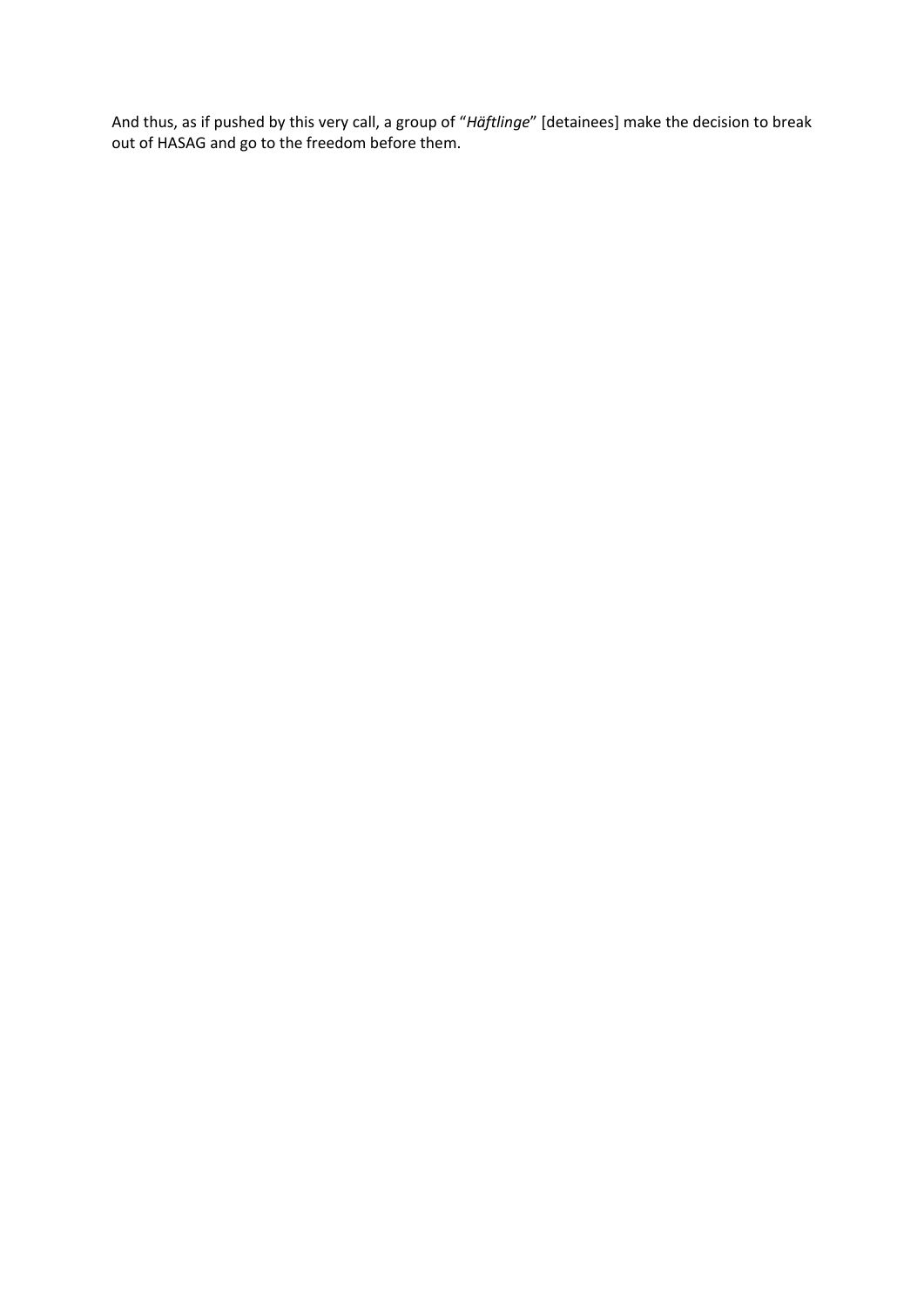And thus, as if pushed by this very call, a group of "*Häftlinge*" [detainees] make the decision to break out of HASAG and go to the freedom before them.